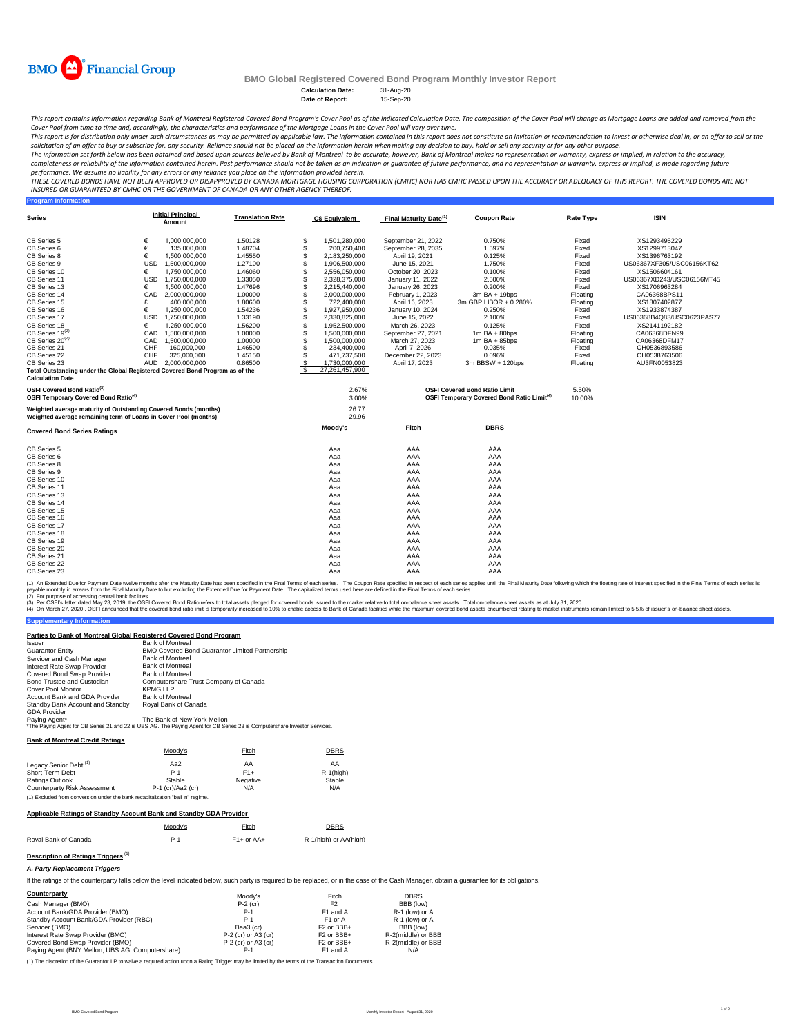BMO Financial Group

# BMO Global Registered Covered Bond Program Monthly Investor Report

**Calculation Date:** 31-Aug-20
**Date of Report:** 15-Sep-20

*This report contains information regarding Bank of Montreal Registered Covered Bond Program's Cover Pool as of the indicated Calculation Date. The composition of the Cover Pool will change as Mortgage Loans are added and removed from the Cover Pool from time to time and, accordingly, the characteristics and performance of the Mortgage Loans in the Cover Pool will vary over time.*

*This report is for distribution only under such circumstances as may be permitted by applicable law. The information contained in this report does not constitute an invitation or recommendation to invest or otherwise deal in, or an offer to sell or the solicitation of an offer to buy or subscribe for, any security. Reliance should not be placed on the information herein when making any decision to buy, hold or sell any security or for any other purpose.*

*The information set forth below has been obtained and based upon sources believed by Bank of Montreal to be accurate, however, Bank of Montreal makes no representation or warranty, express or implied, in relation to the accuracy, completeness or reliability of the information contained herein. Past performance should not be taken as an indication or guarantee of future performance, and no representation or warranty, express or implied, is made regarding future performance. We assume no liability for any errors or any reliance you place on the information provided herein.*

*THESE COVERED BONDS HAVE NOT BEEN APPROVED OR DISAPPROVED BY CANADA MORTGAGE HOUSING CORPORATION (CMHC) NOR HAS CMHC PASSED UPON THE ACCURACY OR ADEQUACY OF THIS REPORT. THE COVERED BONDS ARE NOT INSURED OR GUARANTEED BY CMHC OR THE GOVERNMENT OF CANADA OR ANY OTHER AGENCY THEREOF.*

## Program Information

| Series | | Initial Principal Amount | Translation Rate | C$ Equivalent | Final Maturity Date[1] | Coupon Rate | Rate Type | ISIN |
|---|---|---|---|---|---|---|---|---|
| CB Series 5 | € | 1,000,000,000 | 1.50128 | $ 1,501,280,000 | September 21, 2022 | 0.750% | Fixed | XS1293495229 |
| CB Series 6 | € | 135,000,000 | 1.48704 | $ 200,750,400 | September 28, 2035 | 1.597% | Fixed | XS1299713047 |
| CB Series 8 | € | 1,500,000,000 | 1.45550 | $ 2,183,250,000 | April 19, 2021 | 0.125% | Fixed | XS1396763192 |
| CB Series 9 | USD | 1,500,000,000 | 1.27100 | $ 1,906,500,000 | June 15, 2021 | 1.750% | Fixed | US06367XF305/USC06156KT62 |
| CB Series 10 | € | 1,750,000,000 | 1.46060 | $ 2,556,050,000 | October 20, 2023 | 0.100% | Fixed | XS1506604161 |
| CB Series 11 | USD | 1,750,000,000 | 1.33050 | $ 2,328,375,000 | January 11, 2022 | 2.500% | Fixed | US06367XD243/USC06156MT45 |
| CB Series 13 | € | 1,500,000,000 | 1.47696 | $ 2,215,440,000 | January 26, 2023 | 0.200% | Fixed | XS1706963284 |
| CB Series 14 | CAD | 2,000,000,000 | 1.00000 | $ 2,000,000,000 | February 1, 2023 | 3m BA + 19bps | Floating | CA06368BPS11 |
| CB Series 15 | £ | 400,000,000 | 1.80600 | $ 722,400,000 | April 16, 2023 | 3m GBP LIBOR + 0.280% | Floating | XS1807402877 |
| CB Series 16 | € | 1,250,000,000 | 1.54236 | $ 1,927,950,000 | January 10, 2024 | 0.250% | Fixed | XS1933874387 |
| CB Series 17 | USD | 1,750,000,000 | 1.33190 | $ 2,330,825,000 | June 15, 2022 | 2.100% | Fixed | US06368B4Q83/USC0623PAS77 |
| CB Series 18 | € | 1,250,000,000 | 1.56200 | $ 1,952,500,000 | March 26, 2023 | 0.125% | Fixed | XS2141192182 |
| CB Series 19[2] | CAD | 1,500,000,000 | 1.00000 | $ 1,500,000,000 | September 27, 2021 | 1m BA + 80bps | Floating | CA06368DFN99 |
| CB Series 20[2] | CAD | 1,500,000,000 | 1.00000 | $ 1,500,000,000 | March 27, 2023 | 1m BA + 85bps | Floating | CA06368DFM17 |
| CB Series 21 | CHF | 160,000,000 | 1.46500 | $ 234,400,000 | April 7, 2026 | 0.035% | Fixed | CH0536893586 |
| CB Series 22 | CHF | 325,000,000 | 1.45150 | $ 471,737,500 | December 22, 2023 | 0.096% | Fixed | CH0538763506 |
| CB Series 23 | AUD | 2,000,000,000 | 0.86500 | $ 1,730,000,000 | April 17, 2023 | 3m BBSW + 120bps | Floating | AU3FN0053823 |
| Total Outstanding under the Global Registered Covered Bond Program as of the Calculation Date | | | | $ 27,261,457,900 | | | | |

| | | | |
|---|---|---|---|
| OSFI Covered Bond Ratio[3] | 2.67% | OSFI Covered Bond Ratio Limit | 5.50% |
| OSFI Temporary Covered Bond Ratio[4] | 3.00% | OSFI Temporary Covered Bond Ratio Limit[4] | 10.00% |

| | |
|---|---|
| Weighted average maturity of Outstanding Covered Bonds (months) | 26.77 |
| Weighted average remaining term of Loans in Cover Pool (months) | 29.96 |

| Covered Bond Series Ratings | Moody's | Fitch | DBRS |
|---|---|---|---|
| CB Series 5 | Aaa | AAA | AAA |
| CB Series 6 | Aaa | AAA | AAA |
| CB Series 8 | Aaa | AAA | AAA |
| CB Series 9 | Aaa | AAA | AAA |
| CB Series 10 | Aaa | AAA | AAA |
| CB Series 11 | Aaa | AAA | AAA |
| CB Series 13 | Aaa | AAA | AAA |
| CB Series 14 | Aaa | AAA | AAA |
| CB Series 15 | Aaa | AAA | AAA |
| CB Series 16 | Aaa | AAA | AAA |
| CB Series 17 | Aaa | AAA | AAA |
| CB Series 18 | Aaa | AAA | AAA |
| CB Series 19 | Aaa | AAA | AAA |
| CB Series 20 | Aaa | AAA | AAA |
| CB Series 21 | Aaa | AAA | AAA |
| CB Series 22 | Aaa | AAA | AAA |
| CB Series 23 | Aaa | AAA | AAA |

(1) An Extended Due for Payment Date twelve months after the Maturity Date has been specified in the Final Terms of each series. The Coupon Rate specified in respect of each series applies until the Final Maturity Date following which the floating rate of interest specified in the Final Terms of each series is payable monthly in arrears from the Final Maturity Date to but excluding the Extended Due for Payment Date. The capitalized terms used here are defined in the Final Terms of each series.
(2) For purpose of accessing central bank facilities.
(3) Per OSFI's letter dated May 23, 2019, the OSFI Covered Bond Ratio refers to total assets pledged for covered bonds issued to the market relative to total on-balance sheet assets. Total on-balance sheet assets as at July 31, 2020.
(4) On March 27, 2020 , OSFI announced that the covered bond ratio limit is temporarily increased to 10% to enable access to Bank of Canada facilities while the maximum covered bond assets encumbered relating to market instruments remain limited to 5.5% of issuer`s on-balance sheet assets.

## Supplementary Information

### Parties to Bank of Montreal Global Registered Covered Bond Program

| | |
|---|---|
| Issuer | Bank of Montreal |
| Guarantor Entity | BMO Covered Bond Guarantor Limited Partnership |
| Servicer and Cash Manager | Bank of Montreal |
| Interest Rate Swap Provider | Bank of Montreal |
| Covered Bond Swap Provider | Bank of Montreal |
| Bond Trustee and Custodian | Computershare Trust Company of Canada |
| Cover Pool Monitor | KPMG LLP |
| Account Bank and GDA Provider | Bank of Montreal |
| Standby Bank Account and Standby GDA Provider | Royal Bank of Canada |
| Paying Agent* | The Bank of New York Mellon |

*The Paying Agent for CB Series 21 and 22 is UBS AG. The Paying Agent for CB Series 23 is Computershare Investor Services.

### Bank of Montreal Credit Ratings

| | Moody's | Fitch | DBRS |
|---|---|---|---|
| Legacy Senior Debt[1] | Aa2 | AA | AA |
| Short-Term Debt | P-1 | F1+ | R-1(high) |
| Ratings Outlook | Stable | Negative | Stable |
| Counterparty Risk Assessment | P-1 (cr)/Aa2 (cr) | N/A | N/A |

(1) Excluded from conversion under the bank recapitalization "bail in" regime.

### Applicable Ratings of Standby Account Bank and Standby GDA Provider

| | Moody's | Fitch | DBRS |
|---|---|---|---|
| Royal Bank of Canada | P-1 | F1+ or AA+ | R-1(high) or AA(high) |

### Description of Ratings Triggers[1]

***A. Party Replacement Triggers***

If the ratings of the counterparty falls below the level indicated below, such party is required to be replaced, or in the case of the Cash Manager, obtain a guarantee for its obligations.

| Counterparty | Moody's | Fitch | DBRS |
|---|---|---|---|
| Cash Manager (BMO) | P-2 (cr) | F2 | BBB (low) |
| Account Bank/GDA Provider (BMO) | P-1 | F1 and A | R-1 (low) or A |
| Standby Account Bank/GDA Provider (RBC) | P-1 | F1 or A | R-1 (low) or A |
| Servicer (BMO) | Baa3 (cr) | F2 or BBB+ | BBB (low) |
| Interest Rate Swap Provider (BMO) | P-2 (cr) or A3 (cr) | F2 or BBB+ | R-2(middle) or BBB |
| Covered Bond Swap Provider (BMO) | P-2 (cr) or A3 (cr) | F2 or BBB+ | R-2(middle) or BBB |
| Paying Agent (BNY Mellon, UBS AG, Computershare) | P-1 | F1 and A | N/A |

(1) The discretion of the Guarantor LP to waive a required action upon a Rating Trigger may be limited by the terms of the Transaction Documents.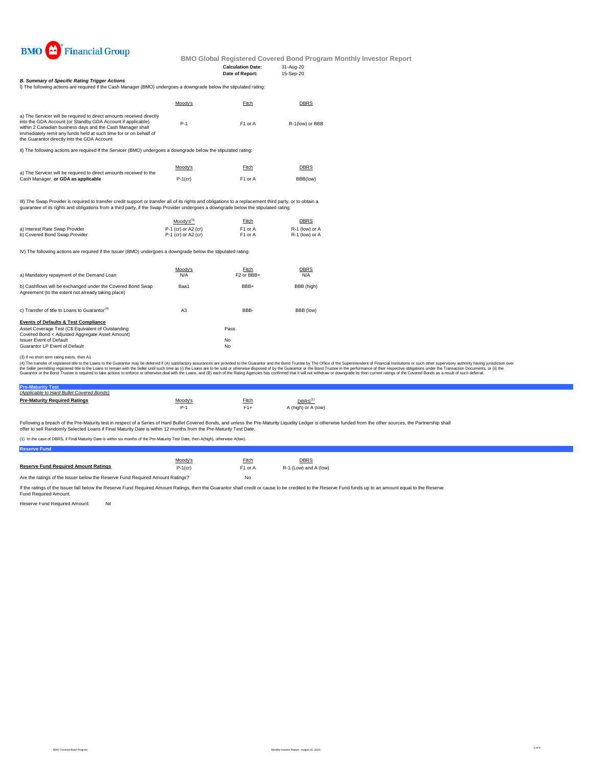BMO Financial Group

## BMO Global Registered Covered Bond Program Monthly Investor Report

**Calculation Date:** 31-Aug-20
**Date of Report:** 15-Sep-20

### *B. Summary of Specific Rating Trigger Actions*

I) The following actions are required if the Cash Manager (BMO) undergoes a downgrade below the stipulated rating:

| | Moody's | Fitch | DBRS |
|---|---|---|---|
| a) The Servicer will be required to direct amounts received directly into the GDA Account (or Standby GDA Account if applicable) within 2 Canadian business days and the Cash Manager shall immediately remit any funds held at such time for or on behalf of the Guarantor directly into the GDA Account | P-1 | F1 or A | R-1(low) or BBB |

II) The following actions are required if the Servicer (BMO) undergoes a downgrade below the stipulated rating:

| | Moody's | Fitch | DBRS |
|---|---|---|---|
| a) The Servicer will be required to direct amounts received to the Cash Manager, **or GDA as applicable** | P-1(cr) | F1 or A | BBB(low) |

III) The Swap Provider is required to transfer credit support or transfer all of its rights and obligations to a replacement third party, or to obtain a guarantee of its rights and obligations from a third party, if the Swap Provider undergoes a downgrade below the stipulated rating:

| | Moody's[3] | Fitch | DBRS |
|---|---|---|---|
| a) Interest Rate Swap Provider | P-1 (cr) or A2 (cr) | F1 or A | R-1 (low) or A |
| b) Covered Bond Swap Provider | P-1 (cr) or A2 (cr) | F1 or A | R-1 (low) or A |

IV) The following actions are required if the Issuer (BMO) undergoes a downgrade below the stipulated rating:

| | Moody's | Fitch | DBRS |
|---|---|---|---|
| a) Mandatory repayment of the Demand Loan | N/A | F2 or BBB+ | N/A |
| b) Cashflows will be exchanged under the Covered Bond Swap Agreement (to the extent not already taking place) | Baa1 | BBB+ | BBB (high) |
| c) Transfer of title to Loans to Guarantor[4] | A3 | BBB- | BBB (low) |

**Events of Defaults & Test Compliance**

| | |
|---|---|
| Asset Coverage Test (C$ Equivalent of Outstanding Covered Bond < Adjusted Aggregate Asset Amount) | Pass |
| Issuer Event of Default | No |
| Guarantor LP Event of Default | No |

(3) If no short term rating exists, then A1

(4) The transfer of registered title to the Loans to the Guarantor may be deferred if (A) satisfactory assurances are provided to the Guarantor and the Bond Trustee by The Office of the Superintendent of Financial Institutions or such other supervisory authority having jurisdiction over the Seller permitting registered title to the Loans to remain with the Seller until such time as (i) the Loans are to be sold or otherwise disposed of by the Guarantor or the Bond Trustee in the performance of their respective obligations under the Transaction Documents, or (ii) the Guarantor or the Bond Trustee is required to take actions to enforce or otherwise deal with the Loans, and (B) each of the Rating Agencies has confirmed that it will not withdraw or downgrade its then current ratings of the Covered Bonds as a result of such deferral.

### Pre-Maturity Test

*(Applicable to Hard Bullet Covered Bonds)*

| **Pre-Maturity Required Ratings** | Moody's | Fitch | DBRS[1] |
|---|---|---|---|
| | P-1 | F1+ | A (high) or A (low) |

Following a breach of the Pre-Maturity test in respect of a Series of Hard Bullet Covered Bonds, and unless the Pre-Maturity Liquidity Ledger is otherwise funded from the other sources, the Partnership shall offer to sell Randomly Selected Loans if Final Maturity Date is within 12 months from the Pre-Maturity Test Date.

(1) In the case of DBRS, if Final Maturity Date is within six months of the Pre-Maturity Test Date, then A(high), otherwise A(low).

### Reserve Fund

| | Moody's | Fitch | DBRS |
|---|---|---|---|
| **Reserve Fund Required Amount Ratings** | P-1(cr) | F1 or A | R-1 (Low) and A (low) |
| Are the ratings of the Issuer below the Reserve Fund Required Amount Ratings? | | No | |

If the ratings of the Issuer fall below the Reserve Fund Required Amount Ratings, then the Guarantor shall credit or cause to be credited to the Reserve Fund funds up to an amount equal to the Reserve Fund Required Amount.

Reserve Fund Required Amount: Nil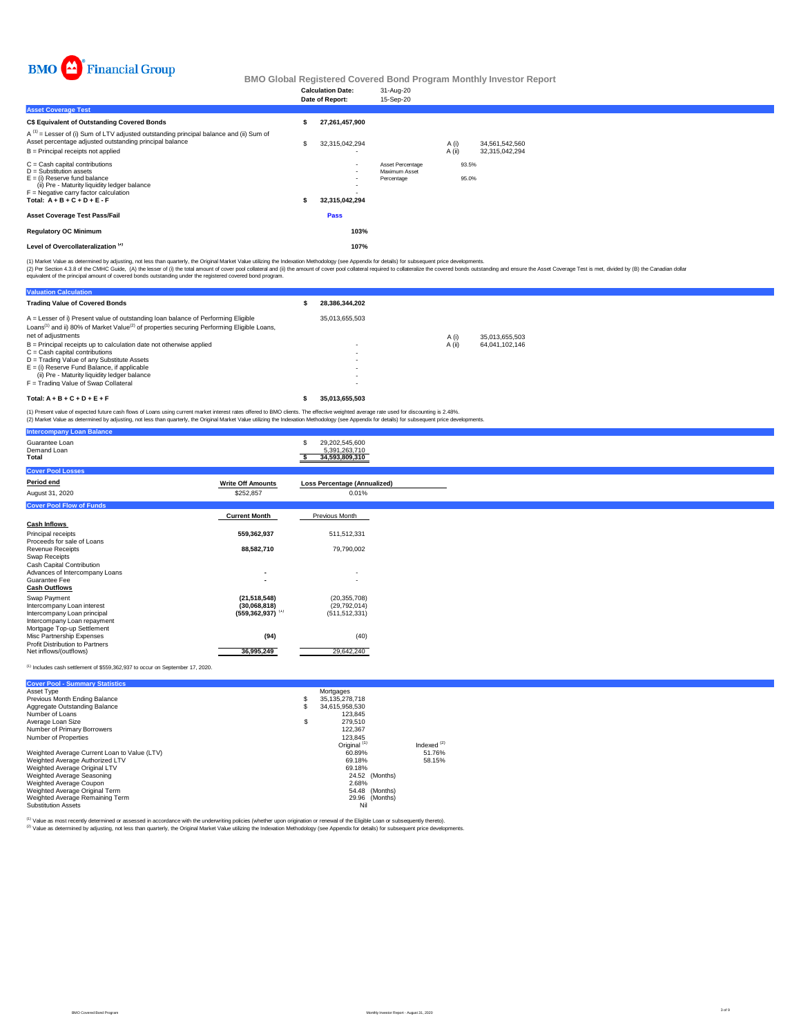BMO Financial Group

# BMO Global Registered Covered Bond Program Monthly Investor Report

| | |
|---|---|
| **Calculation Date:** | 31-Aug-20 |
| **Date of Report:** | 15-Sep-20 |

## Asset Coverage Test

| | | | | |
|---|---|---|---|---|
| **C$ Equivalent of Outstanding Covered Bonds** | $ 27,261,457,900 | | | |
| A [1] = Lesser of (i) Sum of LTV adjusted outstanding principal balance and (ii) Sum of Asset percentage adjusted outstanding principal balance | $ 32,315,042,294 | | A (i) | 34,561,542,560 |
| B = Principal receipts not applied | - | | A (ii) | 32,315,042,294 |
| C = Cash capital contributions | - | Asset Percentage | 93.5% | |
| D = Substitution assets | - | Maximum Asset Percentage | 95.0% | |
| E = (i) Reserve fund balance | - | | | |
| (ii) Pre - Maturity liquidity ledger balance | - | | | |
| F = Negative carry factor calculation | - | | | |
| **Total: A + B + C + D + E - F** | **$ 32,315,042,294** | | | |
| **Asset Coverage Test Pass/Fail** | **Pass** | | | |
| **Regulatory OC Minimum** | **103%** | | | |
| **Level of Overcollateralization [2]** | **107%** | | | |

(1) Market Value as determined by adjusting, not less than quarterly, the Original Market Value utilizing the Indexation Methodology (see Appendix for details) for subsequent price developments.
(2) Per Section 4.3.8 of the CMHC Guide, (A) the lesser of (i) the total amount of cover pool collateral and (ii) the amount of cover pool collateral required to collateralize the covered bonds outstanding and ensure the Asset Coverage Test is met, divided by (B) the Canadian dollar equivalent of the principal amount of covered bonds outstanding under the registered covered bond program.

## Valuation Calculation

| | | | |
|---|---|---|---|
| **Trading Value of Covered Bonds** | $ 28,386,344,202 | | |
| A = Lesser of i) Present value of outstanding loan balance of Performing Eligible Loans[1] and ii) 80% of Market Value[2] of properties securing Performing Eligible Loans, net of adjustments | 35,013,655,503 | A (i) | 35,013,655,503 |
| B = Principal receipts up to calculation date not otherwise applied | - | A (ii) | 64,041,102,146 |
| C = Cash capital contributions | - | | |
| D = Trading Value of any Substitute Assets | - | | |
| E = (i) Reserve Fund Balance, if applicable | - | | |
| (ii) Pre - Maturity liquidity ledger balance | - | | |
| F = Trading Value of Swap Collateral | - | | |
| **Total: A + B + C + D + E + F** | **$ 35,013,655,503** | | |

(1) Present value of expected future cash flows of Loans using current market interest rates offered to BMO clients. The effective weighted average rate used for discounting is 2.48%.
(2) Market Value as determined by adjusting, not less than quarterly, the Original Market Value utilizing the Indexation Methodology (see Appendix for details) for subsequent price developments.

## Intercompany Loan Balance

| | |
|---|---|
| Guarantee Loan | $ 29,202,545,600 |
| Demand Loan | 5,391,263,710 |
| **Total** | **$ 34,593,809,310** |

## Cover Pool Losses

| Period end | Write Off Amounts | Loss Percentage (Annualized) |
|---|---|---|
| August 31, 2020 | $252,857 | 0.01% |

## Cover Pool Flow of Funds

| | Current Month | Previous Month |
|---|---|---|
| **Cash Inflows** | | |
| Principal receipts | **559,362,937** | 511,512,331 |
| Proceeds for sale of Loans | | |
| Revenue Receipts | **88,582,710** | 79,790,002 |
| Swap Receipts | | |
| Cash Capital Contribution | | |
| Advances of Intercompany Loans | **-** | - |
| Guarantee Fee | **-** | - |
| **Cash Outflows** | | |
| Swap Payment | **(21,518,548)** | (20,355,708) |
| Intercompany Loan interest | **(30,068,818)** | (29,792,014) |
| Intercompany Loan principal | **(559,362,937)** [1] | (511,512,331) |
| Intercompany Loan repayment | | |
| Mortgage Top-up Settlement | | |
| Misc Partnership Expenses | **(94)** | (40) |
| Profit Distribution to Partners | | |
| Net inflows/(outflows) | **36,995,249** | 29,642,240 |

[1] Includes cash settlement of $559,362,937 to occur on September 17, 2020.

## Cover Pool - Summary Statistics

| | | |
|---|---|---|
| Asset Type | Mortgages | |
| Previous Month Ending Balance | $ 35,135,278,718 | |
| Aggregate Outstanding Balance | $ 34,615,958,530 | |
| Number of Loans | 123,845 | |
| Average Loan Size | $ 279,510 | |
| Number of Primary Borrowers | 122,367 | |
| Number of Properties | 123,845 | |
| | Original [1] | Indexed [2] |
| Weighted Average Current Loan to Value (LTV) | 60.89% | 51.76% |
| Weighted Average Authorized LTV | 69.18% | 58.15% |
| Weighted Average Original LTV | 69.18% | |
| Weighted Average Seasoning | 24.52 (Months) | |
| Weighted Average Coupon | 2.68% | |
| Weighted Average Original Term | 54.48 (Months) | |
| Weighted Average Remaining Term | 29.96 (Months) | |
| Substitution Assets | Nil | |

[1] Value as most recently determined or assessed in accordance with the underwriting policies (whether upon origination or renewal of the Eligible Loan or subsequently thereto).
[2] Value as determined by adjusting, not less than quarterly, the Original Market Value utilizing the Indexation Methodology (see Appendix for details) for subsequent price developments.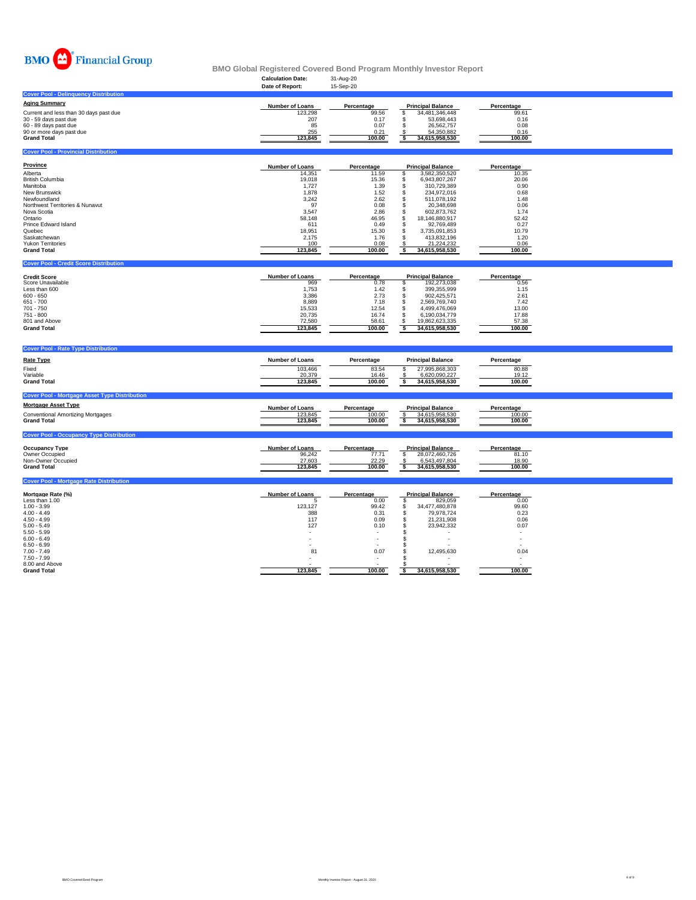BMO Financial Group

# BMO Global Registered Covered Bond Program Monthly Investor Report

**Calculation Date:** 31-Aug-20
**Date of Report:** 15-Sep-20

## Cover Pool - Delinquency Distribution

| Aging Summary | Number of Loans | Percentage | Principal Balance | Percentage |
|---|---|---|---|---|
| Current and less than 30 days past due | 123,298 | 99.56 | $ 34,481,346,448 | 99.61 |
| 30 - 59 days past due | 207 | 0.17 | $ 53,698,443 | 0.16 |
| 60 - 89 days past due | 85 | 0.07 | $ 26,562,757 | 0.08 |
| 90 or more days past due | 255 | 0.21 | $ 54,350,882 | 0.16 |
| **Grand Total** | **123,845** | **100.00** | **$ 34,615,958,530** | **100.00** |

## Cover Pool - Provincial Distribution

| Province | Number of Loans | Percentage | Principal Balance | Percentage |
|---|---|---|---|---|
| Alberta | 14,351 | 11.59 | $ 3,582,350,520 | 10.35 |
| British Columbia | 19,018 | 15.36 | $ 6,943,807,267 | 20.06 |
| Manitoba | 1,727 | 1.39 | $ 310,729,389 | 0.90 |
| New Brunswick | 1,878 | 1.52 | $ 234,972,016 | 0.68 |
| Newfoundland | 3,242 | 2.62 | $ 511,078,192 | 1.48 |
| Northwest Territories & Nunavut | 97 | 0.08 | $ 20,348,698 | 0.06 |
| Nova Scotia | 3,547 | 2.86 | $ 602,873,762 | 1.74 |
| Ontario | 58,148 | 46.95 | $ 18,146,880,917 | 52.42 |
| Prince Edward Island | 611 | 0.49 | $ 92,769,489 | 0.27 |
| Quebec | 18,951 | 15.30 | $ 3,735,091,853 | 10.79 |
| Saskatchewan | 2,175 | 1.76 | $ 413,832,196 | 1.20 |
| Yukon Territories | 100 | 0.08 | $ 21,224,232 | 0.06 |
| **Grand Total** | **123,845** | **100.00** | **$ 34,615,958,530** | **100.00** |

## Cover Pool - Credit Score Distribution

| Credit Score | Number of Loans | Percentage | Principal Balance | Percentage |
|---|---|---|---|---|
| Score Unavailable | 969 | 0.78 | $ 192,273,038 | 0.56 |
| Less than 600 | 1,753 | 1.42 | $ 399,355,999 | 1.15 |
| 600 - 650 | 3,386 | 2.73 | $ 902,425,571 | 2.61 |
| 651 - 700 | 8,889 | 7.18 | $ 2,569,769,740 | 7.42 |
| 701 - 750 | 15,533 | 12.54 | $ 4,499,476,069 | 13.00 |
| 751 - 800 | 20,735 | 16.74 | $ 6,190,034,779 | 17.88 |
| 801 and Above | 72,580 | 58.61 | $ 19,862,623,335 | 57.38 |
| **Grand Total** | **123,845** | **100.00** | **$ 34,615,958,530** | **100.00** |

## Cover Pool - Rate Type Distribution

| Rate Type | Number of Loans | Percentage | Principal Balance | Percentage |
|---|---|---|---|---|
| Fixed | 103,466 | 83.54 | $ 27,995,868,303 | 80.88 |
| Variable | 20,379 | 16.46 | $ 6,620,090,227 | 19.12 |
| **Grand Total** | **123,845** | **100.00** | **$ 34,615,958,530** | **100.00** |

## Cover Pool - Mortgage Asset Type Distribution

| Mortgage Asset Type | Number of Loans | Percentage | Principal Balance | Percentage |
|---|---|---|---|---|
| Conventional Amortizing Mortgages | 123,845 | 100.00 | $ 34,615,958,530 | 100.00 |
| **Grand Total** | **123,845** | **100.00** | **$ 34,615,958,530** | **100.00** |

## Cover Pool - Occupancy Type Distribution

| Occupancy Type | Number of Loans | Percentage | Principal Balance | Percentage |
|---|---|---|---|---|
| Owner Occupied | 96,242 | 77.71 | $ 28,072,460,726 | 81.10 |
| Non-Owner Occupied | 27,603 | 22.29 | $ 6,543,497,804 | 18.90 |
| **Grand Total** | **123,845** | **100.00** | **$ 34,615,958,530** | **100.00** |

## Cover Pool - Mortgage Rate Distribution

| Mortgage Rate (%) | Number of Loans | Percentage | Principal Balance | Percentage |
|---|---|---|---|---|
| Less than 1.00 | 5 | 0.00 | $ 829,059 | 0.00 |
| 1.00 - 3.99 | 123,127 | 99.42 | $ 34,477,480,878 | 99.60 |
| 4.00 - 4.49 | 388 | 0.31 | $ 79,978,724 | 0.23 |
| 4.50 - 4.99 | 117 | 0.09 | $ 21,231,908 | 0.06 |
| 5.00 - 5.49 | 127 | 0.10 | $ 23,942,332 | 0.07 |
| 5.50 - 5.99 | - | - | $ - | - |
| 6.00 - 6.49 | - | - | $ - | - |
| 6.50 - 6.99 | - | - | $ - | - |
| 7.00 - 7.49 | 81 | 0.07 | $ 12,495,630 | 0.04 |
| 7.50 - 7.99 | - | - | $ - | - |
| 8.00 and Above | - | - | $ - | - |
| **Grand Total** | **123,845** | **100.00** | **$ 34,615,958,530** | **100.00** |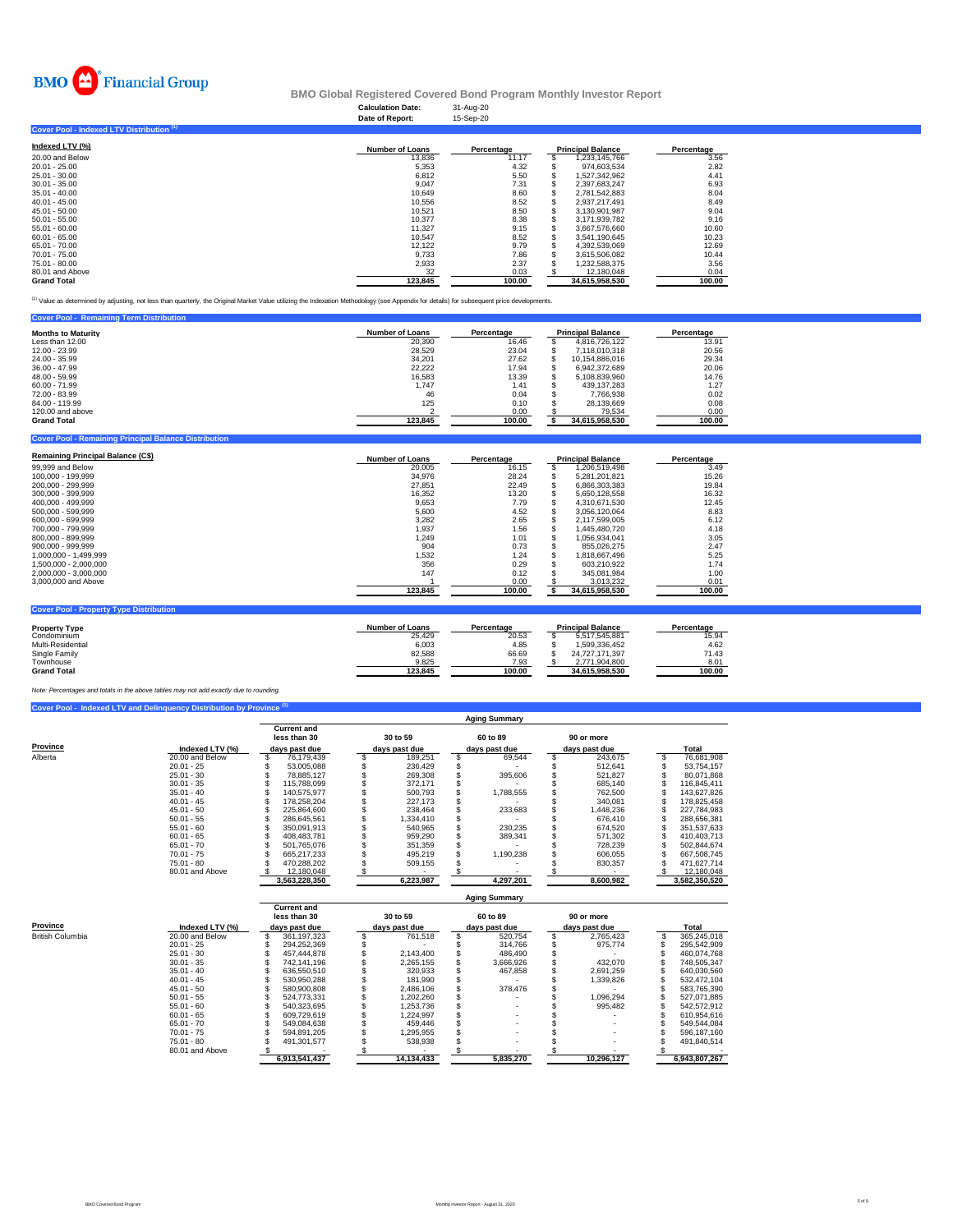# BMO Financial Group

## BMO Global Registered Covered Bond Program Monthly Investor Report

**Calculation Date:** 31-Aug-20
**Date of Report:** 15-Sep-20

### Cover Pool - Indexed LTV Distribution [1]

| Indexed LTV (%) | Number of Loans | Percentage | Principal Balance | Percentage |
|---|---|---|---|---|
| 20.00 and Below | 13,836 | 11.17 | $ 1,233,145,766 | 3.56 |
| 20.01 - 25.00 | 5,353 | 4.32 | $ 974,603,534 | 2.82 |
| 25.01 - 30.00 | 6,812 | 5.50 | $ 1,527,342,962 | 4.41 |
| 30.01 - 35.00 | 9,047 | 7.31 | $ 2,397,683,247 | 6.93 |
| 35.01 - 40.00 | 10,649 | 8.60 | $ 2,781,542,883 | 8.04 |
| 40.01 - 45.00 | 10,556 | 8.52 | $ 2,937,217,491 | 8.49 |
| 45.01 - 50.00 | 10,521 | 8.50 | $ 3,130,901,987 | 9.04 |
| 50.01 - 55.00 | 10,377 | 8.38 | $ 3,171,939,782 | 9.16 |
| 55.01 - 60.00 | 11,327 | 9.15 | $ 3,667,576,660 | 10.60 |
| 60.01 - 65.00 | 10,547 | 8.52 | $ 3,541,190,645 | 10.23 |
| 65.01 - 70.00 | 12,122 | 9.79 | $ 4,392,539,069 | 12.69 |
| 70.01 - 75.00 | 9,733 | 7.86 | $ 3,615,506,082 | 10.44 |
| 75.01 - 80.00 | 2,933 | 2.37 | $ 1,232,588,375 | 3.56 |
| 80.01 and Above | 32 | 0.03 | $ 12,180,048 | 0.04 |
| **Grand Total** | **123,845** | **100.00** | **34,615,958,530** | **100.00** |

[1] Value as determined by adjusting, not less than quarterly, the Original Market Value utilizing the Indexation Methodology (see Appendix for details) for subsequent price developments.

### Cover Pool - Remaining Term Distribution

| Months to Maturity | Number of Loans | Percentage | Principal Balance | Percentage |
|---|---|---|---|---|
| Less than 12.00 | 20,390 | 16.46 | $ 4,816,726,122 | 13.91 |
| 12.00 - 23.99 | 28,529 | 23.04 | $ 7,118,010,318 | 20.56 |
| 24.00 - 35.99 | 34,201 | 27.62 | $ 10,154,886,016 | 29.34 |
| 36.00 - 47.99 | 22,222 | 17.94 | $ 6,942,372,689 | 20.06 |
| 48.00 - 59.99 | 16,583 | 13.39 | $ 5,108,839,960 | 14.76 |
| 60.00 - 71.99 | 1,747 | 1.41 | $ 439,137,283 | 1.27 |
| 72.00 - 83.99 | 46 | 0.04 | $ 7,766,938 | 0.02 |
| 84.00 - 119.99 | 125 | 0.10 | $ 28,139,669 | 0.08 |
| 120.00 and above | 2 | 0.00 | $ 79,534 | 0.00 |
| **Grand Total** | **123,845** | **100.00** | **$ 34,615,958,530** | **100.00** |

### Cover Pool - Remaining Principal Balance Distribution

| Remaining Principal Balance (C$) | Number of Loans | Percentage | Principal Balance | Percentage |
|---|---|---|---|---|
| 99,999 and Below | 20,005 | 16.15 | $ 1,206,519,498 | 3.49 |
| 100,000 - 199,999 | 34,976 | 28.24 | $ 5,281,201,821 | 15.26 |
| 200,000 - 299,999 | 27,851 | 22.49 | $ 6,866,303,383 | 19.84 |
| 300,000 - 399,999 | 16,352 | 13.20 | $ 5,650,128,558 | 16.32 |
| 400,000 - 499,999 | 9,653 | 7.79 | $ 4,310,671,530 | 12.45 |
| 500,000 - 599,999 | 5,600 | 4.52 | $ 3,056,120,064 | 8.83 |
| 600,000 - 699,999 | 3,282 | 2.65 | $ 2,117,599,005 | 6.12 |
| 700,000 - 799,999 | 1,937 | 1.56 | $ 1,445,480,720 | 4.18 |
| 800,000 - 899,999 | 1,249 | 1.01 | $ 1,056,934,041 | 3.05 |
| 900,000 - 999,999 | 904 | 0.73 | $ 855,026,275 | 2.47 |
| 1,000,000 - 1,499,999 | 1,532 | 1.24 | $ 1,818,667,496 | 5.25 |
| 1,500,000 - 2,000,000 | 356 | 0.29 | $ 603,210,922 | 1.74 |
| 2,000,000 - 3,000,000 | 147 | 0.12 | $ 345,081,984 | 1.00 |
| 3,000,000 and Above | 1 | 0.00 | $ 3,013,232 | 0.01 |
| | **123,845** | **100.00** | **$ 34,615,958,530** | **100.00** |

### Cover Pool - Property Type Distribution

| Property Type | Number of Loans | Percentage | Principal Balance | Percentage |
|---|---|---|---|---|
| Condominium | 25,429 | 20.53 | $ 5,517,545,881 | 15.94 |
| Multi-Residential | 6,003 | 4.85 | $ 1,599,336,452 | 4.62 |
| Single Family | 82,588 | 66.69 | $ 24,727,171,397 | 71.43 |
| Townhouse | 9,825 | 7.93 | $ 2,771,904,800 | 8.01 |
| **Grand Total** | **123,845** | **100.00** | **34,615,958,530** | **100.00** |

*Note: Percentages and totals in the above tables may not add exactly due to rounding.*

### Cover Pool - Indexed LTV and Delinquency Distribution by Province [1]

| Province | Indexed LTV (%) | Aging Summary: Current and less than 30 days past due | 30 to 59 days past due | 60 to 89 days past due | 90 or more days past due | Total |
|---|---|---|---|---|---|---|
| Alberta | 20.00 and Below | $ 76,179,439 | $ 189,251 | $ 69,544 | $ 243,675 | $ 76,681,908 |
| | 20.01 - 25 | $ 53,005,088 | $ 236,429 | $ - | $ 512,641 | $ 53,754,157 |
| | 25.01 - 30 | $ 78,885,127 | $ 269,308 | $ 395,606 | $ 521,827 | $ 80,071,868 |
| | 30.01 - 35 | $ 115,788,099 | $ 372,171 | $ - | $ 685,140 | $ 116,845,411 |
| | 35.01 - 40 | $ 140,575,977 | $ 500,793 | $ 1,788,555 | $ 762,500 | $ 143,627,826 |
| | 40.01 - 45 | $ 178,258,204 | $ 227,173 | $ - | $ 340,081 | $ 178,825,458 |
| | 45.01 - 50 | $ 225,864,600 | $ 238,464 | $ 233,683 | $ 1,448,236 | $ 227,784,983 |
| | 50.01 - 55 | $ 286,645,561 | $ 1,334,410 | $ - | $ 676,410 | $ 288,656,381 |
| | 55.01 - 60 | $ 350,091,913 | $ 540,965 | $ 230,235 | $ 674,520 | $ 351,537,633 |
| | 60.01 - 65 | $ 408,483,781 | $ 959,290 | $ 389,341 | $ 571,302 | $ 410,403,713 |
| | 65.01 - 70 | $ 501,765,076 | $ 351,359 | $ - | $ 728,239 | $ 502,844,674 |
| | 70.01 - 75 | $ 665,217,233 | $ 495,219 | $ 1,190,238 | $ 606,055 | $ 667,508,745 |
| | 75.01 - 80 | $ 470,288,202 | $ 509,155 | $ - | $ 830,357 | $ 471,627,714 |
| | 80.01 and Above | $ 12,180,048 | $ - | $ - | $ - | $ 12,180,048 |
| | | **3,563,228,350** | **6,223,987** | **4,297,201** | **8,600,982** | **3,582,350,520** |

| Province | Indexed LTV (%) | Aging Summary: Current and less than 30 days past due | 30 to 59 days past due | 60 to 89 days past due | 90 or more days past due | Total |
|---|---|---|---|---|---|---|
| British Columbia | 20.00 and Below | $ 361,197,323 | $ 761,518 | $ 520,754 | $ 2,765,423 | $ 365,245,018 |
| | 20.01 - 25 | $ 294,252,369 | $ - | $ 314,766 | $ 975,774 | $ 295,542,909 |
| | 25.01 - 30 | $ 457,444,878 | $ 2,143,400 | $ 486,490 | $ - | $ 460,074,768 |
| | 30.01 - 35 | $ 742,141,196 | $ 2,265,155 | $ 3,666,926 | $ 432,070 | $ 748,505,347 |
| | 35.01 - 40 | $ 636,550,510 | $ 320,933 | $ 467,858 | $ 2,691,259 | $ 640,030,560 |
| | 40.01 - 45 | $ 530,950,288 | $ 181,990 | $ - | $ 1,339,826 | $ 532,472,104 |
| | 45.01 - 50 | $ 580,900,808 | $ 2,486,106 | $ 378,476 | $ - | $ 583,765,390 |
| | 50.01 - 55 | $ 524,773,331 | $ 1,202,260 | $ - | $ 1,096,294 | $ 527,071,885 |
| | 55.01 - 60 | $ 540,323,695 | $ 1,253,736 | $ - | $ 995,482 | $ 542,572,912 |
| | 60.01 - 65 | $ 609,729,619 | $ 1,224,997 | $ - | $ - | $ 610,954,616 |
| | 65.01 - 70 | $ 549,084,638 | $ 459,446 | $ - | $ - | $ 549,544,084 |
| | 70.01 - 75 | $ 594,891,205 | $ 1,295,955 | $ - | $ - | $ 596,187,160 |
| | 75.01 - 80 | $ 491,301,577 | $ 538,938 | $ - | $ - | $ 491,840,514 |
| | 80.01 and Above | $ - | $ - | $ - | $ - | $ - |
| | | **6,913,541,437** | **14,134,433** | **5,835,270** | **10,296,127** | **6,943,807,267** |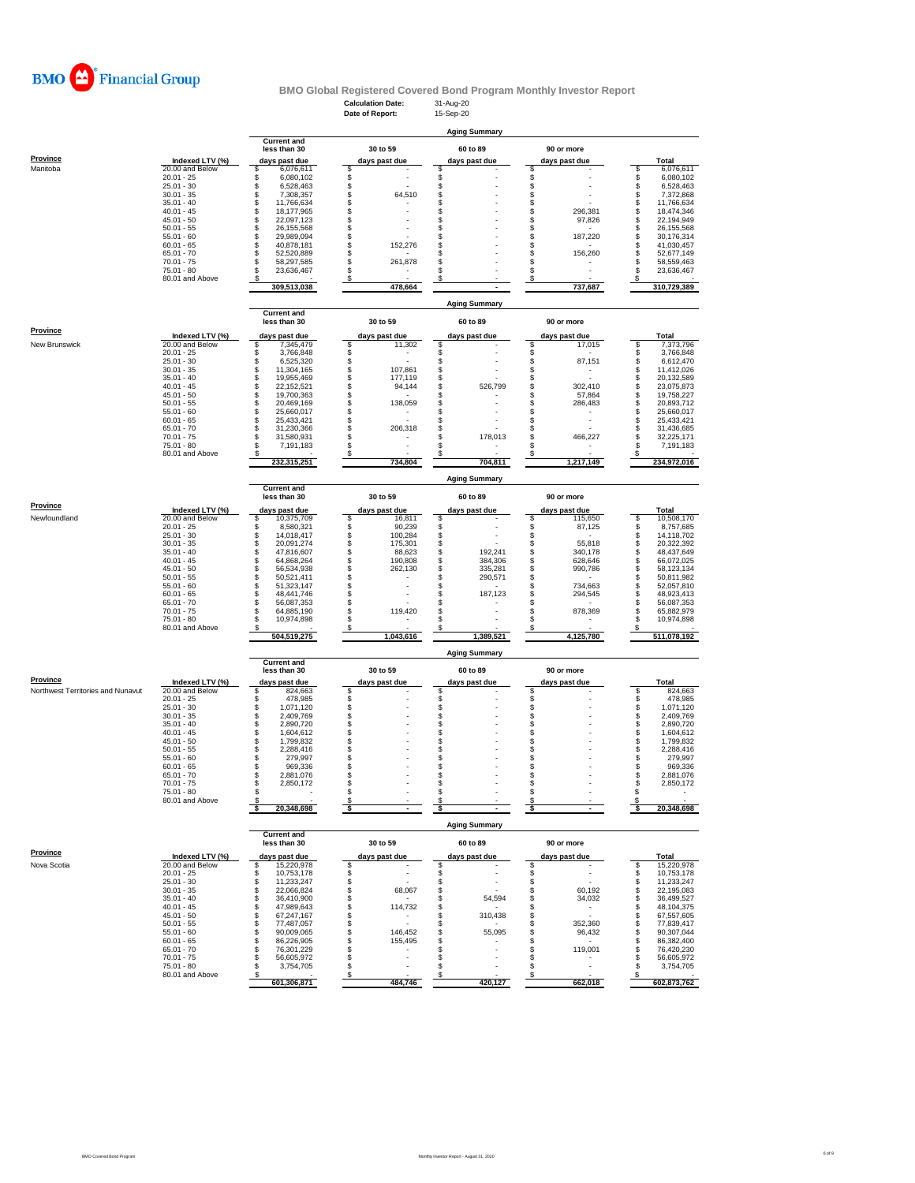BMO Financial Group

# BMO Global Registered Covered Bond Program Monthly Investor Report

**Calculation Date:** 31-Aug-20
**Date of Report:** 15-Sep-20

## Aging Summary

| Province | Indexed LTV (%) | Current and less than 30 days past due | 30 to 59 days past due | 60 to 89 days past due | 90 or more days past due | Total |
|---|---|---|---|---|---|---|
| Manitoba | 20.00 and Below | $ 6,076,611 | $ - | $ - | $ - | $ 6,076,611 |
| | 20.01 - 25 | $ 6,080,102 | $ - | $ - | $ - | $ 6,080,102 |
| | 25.01 - 30 | $ 6,528,463 | $ - | $ - | $ - | $ 6,528,463 |
| | 30.01 - 35 | $ 7,308,357 | $ 64,510 | $ - | $ - | $ 7,372,868 |
| | 35.01 - 40 | $ 11,766,634 | $ - | $ - | $ - | $ 11,766,634 |
| | 40.01 - 45 | $ 18,177,965 | $ - | $ - | $ 296,381 | $ 18,474,346 |
| | 45.01 - 50 | $ 22,097,123 | $ - | $ - | $ 97,826 | $ 22,194,949 |
| | 50.01 - 55 | $ 26,155,568 | $ - | $ - | $ - | $ 26,155,568 |
| | 55.01 - 60 | $ 29,989,094 | $ - | $ - | $ 187,220 | $ 30,176,314 |
| | 60.01 - 65 | $ 40,878,181 | $ 152,276 | $ - | $ - | $ 41,030,457 |
| | 65.01 - 70 | $ 52,520,889 | $ - | $ - | $ 156,260 | $ 52,677,149 |
| | 70.01 - 75 | $ 58,297,585 | $ 261,878 | $ - | $ - | $ 58,559,463 |
| | 75.01 - 80 | $ 23,636,467 | $ - | $ - | $ - | $ 23,636,467 |
| | 80.01 and Above | $ - | $ - | $ - | $ - | $ - |
| | | 309,513,038 | 478,664 | - | 737,687 | 310,729,389 |

## Aging Summary

| Province | Indexed LTV (%) | Current and less than 30 days past due | 30 to 59 days past due | 60 to 89 days past due | 90 or more days past due | Total |
|---|---|---|---|---|---|---|
| New Brunswick | 20.00 and Below | $ 7,345,479 | $ 11,302 | $ - | $ 17,015 | $ 7,373,796 |
| | 20.01 - 25 | $ 3,766,848 | $ - | $ - | $ - | $ 3,766,848 |
| | 25.01 - 30 | $ 6,525,320 | $ - | $ - | $ 87,151 | $ 6,612,470 |
| | 30.01 - 35 | $ 11,304,165 | $ 107,861 | $ - | $ - | $ 11,412,026 |
| | 35.01 - 40 | $ 19,955,469 | $ 177,119 | $ - | $ - | $ 20,132,589 |
| | 40.01 - 45 | $ 22,152,521 | $ 94,144 | $ 526,799 | $ 302,410 | $ 23,075,873 |
| | 45.01 - 50 | $ 19,700,363 | $ - | $ - | $ 57,864 | $ 19,758,227 |
| | 50.01 - 55 | $ 20,469,169 | $ 138,059 | $ - | $ 286,483 | $ 20,893,712 |
| | 55.01 - 60 | $ 25,660,017 | $ - | $ - | $ - | $ 25,660,017 |
| | 60.01 - 65 | $ 25,433,421 | $ - | $ - | $ - | $ 25,433,421 |
| | 65.01 - 70 | $ 31,230,366 | $ 206,318 | $ - | $ - | $ 31,436,685 |
| | 70.01 - 75 | $ 31,580,931 | $ - | $ 178,013 | $ 466,227 | $ 32,225,171 |
| | 75.01 - 80 | $ 7,191,183 | $ - | $ - | $ - | $ 7,191,183 |
| | 80.01 and Above | $ - | $ - | $ - | $ - | $ - |
| | | 232,315,251 | 734,804 | 704,811 | 1,217,149 | 234,972,016 |

## Aging Summary

| Province | Indexed LTV (%) | Current and less than 30 days past due | 30 to 59 days past due | 60 to 89 days past due | 90 or more days past due | Total |
|---|---|---|---|---|---|---|
| Newfoundland | 20.00 and Below | $ 10,375,709 | $ 16,811 | $ - | $ 115,650 | $ 10,508,170 |
| | 20.01 - 25 | $ 8,580,321 | $ 90,239 | $ - | $ 87,125 | $ 8,757,685 |
| | 25.01 - 30 | $ 14,018,417 | $ 100,284 | $ - | $ - | $ 14,118,702 |
| | 30.01 - 35 | $ 20,091,274 | $ 175,301 | $ - | $ 55,818 | $ 20,322,392 |
| | 35.01 - 40 | $ 47,816,607 | $ 88,623 | $ 192,241 | $ 340,178 | $ 48,437,649 |
| | 40.01 - 45 | $ 64,868,264 | $ 190,808 | $ 384,306 | $ 628,646 | $ 66,072,025 |
| | 45.01 - 50 | $ 56,534,938 | $ 262,130 | $ 335,281 | $ 990,786 | $ 58,123,134 |
| | 50.01 - 55 | $ 50,521,411 | $ - | $ 290,571 | $ - | $ 50,811,982 |
| | 55.01 - 60 | $ 51,323,147 | $ - | $ - | $ 734,663 | $ 52,057,810 |
| | 60.01 - 65 | $ 48,441,746 | $ - | $ 187,123 | $ 294,545 | $ 48,923,413 |
| | 65.01 - 70 | $ 56,087,353 | $ - | $ - | $ - | $ 56,087,353 |
| | 70.01 - 75 | $ 64,885,190 | $ 119,420 | $ - | $ 878,369 | $ 65,882,979 |
| | 75.01 - 80 | $ 10,974,898 | $ - | $ - | $ - | $ 10,974,898 |
| | 80.01 and Above | $ - | $ - | $ - | $ - | $ - |
| | | 504,519,275 | 1,043,616 | 1,389,521 | 4,125,780 | 511,078,192 |

## Aging Summary

| Province | Indexed LTV (%) | Current and less than 30 days past due | 30 to 59 days past due | 60 to 89 days past due | 90 or more days past due | Total |
|---|---|---|---|---|---|---|
| Northwest Territories and Nunavut | 20.00 and Below | $ 824,663 | $ - | $ - | $ - | $ 824,663 |
| | 20.01 - 25 | $ 478,985 | $ - | $ - | $ - | $ 478,985 |
| | 25.01 - 30 | $ 1,071,120 | $ - | $ - | $ - | $ 1,071,120 |
| | 30.01 - 35 | $ 2,409,769 | $ - | $ - | $ - | $ 2,409,769 |
| | 35.01 - 40 | $ 2,890,720 | $ - | $ - | $ - | $ 2,890,720 |
| | 40.01 - 45 | $ 1,604,612 | $ - | $ - | $ - | $ 1,604,612 |
| | 45.01 - 50 | $ 1,799,832 | $ - | $ - | $ - | $ 1,799,832 |
| | 50.01 - 55 | $ 2,288,416 | $ - | $ - | $ - | $ 2,288,416 |
| | 55.01 - 60 | $ 279,997 | $ - | $ - | $ - | $ 279,997 |
| | 60.01 - 65 | $ 969,336 | $ - | $ - | $ - | $ 969,336 |
| | 65.01 - 70 | $ 2,881,076 | $ - | $ - | $ - | $ 2,881,076 |
| | 70.01 - 75 | $ 2,850,172 | $ - | $ - | $ - | $ 2,850,172 |
| | 75.01 - 80 | $ - | $ - | $ - | $ - | $ - |
| | 80.01 and Above | $ - | $ - | $ - | $ - | $ - |
| | | $ 20,348,698 | $ - | $ - | $ - | $ 20,348,698 |

## Aging Summary

| Province | Indexed LTV (%) | Current and less than 30 days past due | 30 to 59 days past due | 60 to 89 days past due | 90 or more days past due | Total |
|---|---|---|---|---|---|---|
| Nova Scotia | 20.00 and Below | $ 15,220,978 | $ - | $ - | $ - | $ 15,220,978 |
| | 20.01 - 25 | $ 10,753,178 | $ - | $ - | $ - | $ 10,753,178 |
| | 25.01 - 30 | $ 11,233,247 | $ - | $ - | $ - | $ 11,233,247 |
| | 30.01 - 35 | $ 22,066,824 | $ 68,067 | $ - | $ 60,192 | $ 22,195,083 |
| | 35.01 - 40 | $ 36,410,900 | $ - | $ 54,594 | $ 34,032 | $ 36,499,527 |
| | 40.01 - 45 | $ 47,989,643 | $ 114,732 | $ - | $ - | $ 48,104,375 |
| | 45.01 - 50 | $ 67,247,167 | $ - | $ 310,438 | $ - | $ 67,557,605 |
| | 50.01 - 55 | $ 77,487,057 | $ - | $ - | $ 352,360 | $ 77,839,417 |
| | 55.01 - 60 | $ 90,009,065 | $ 146,452 | $ 55,095 | $ 96,432 | $ 90,307,044 |
| | 60.01 - 65 | $ 86,226,905 | $ 155,495 | $ - | $ - | $ 86,382,400 |
| | 65.01 - 70 | $ 76,301,229 | $ - | $ - | $ 119,001 | $ 76,420,230 |
| | 70.01 - 75 | $ 56,605,972 | $ - | $ - | $ - | $ 56,605,972 |
| | 75.01 - 80 | $ 3,754,705 | $ - | $ - | $ - | $ 3,754,705 |
| | 80.01 and Above | $ - | $ - | $ - | $ - | $ - |
| | | 601,306,871 | 484,746 | 420,127 | 662,018 | 602,873,762 |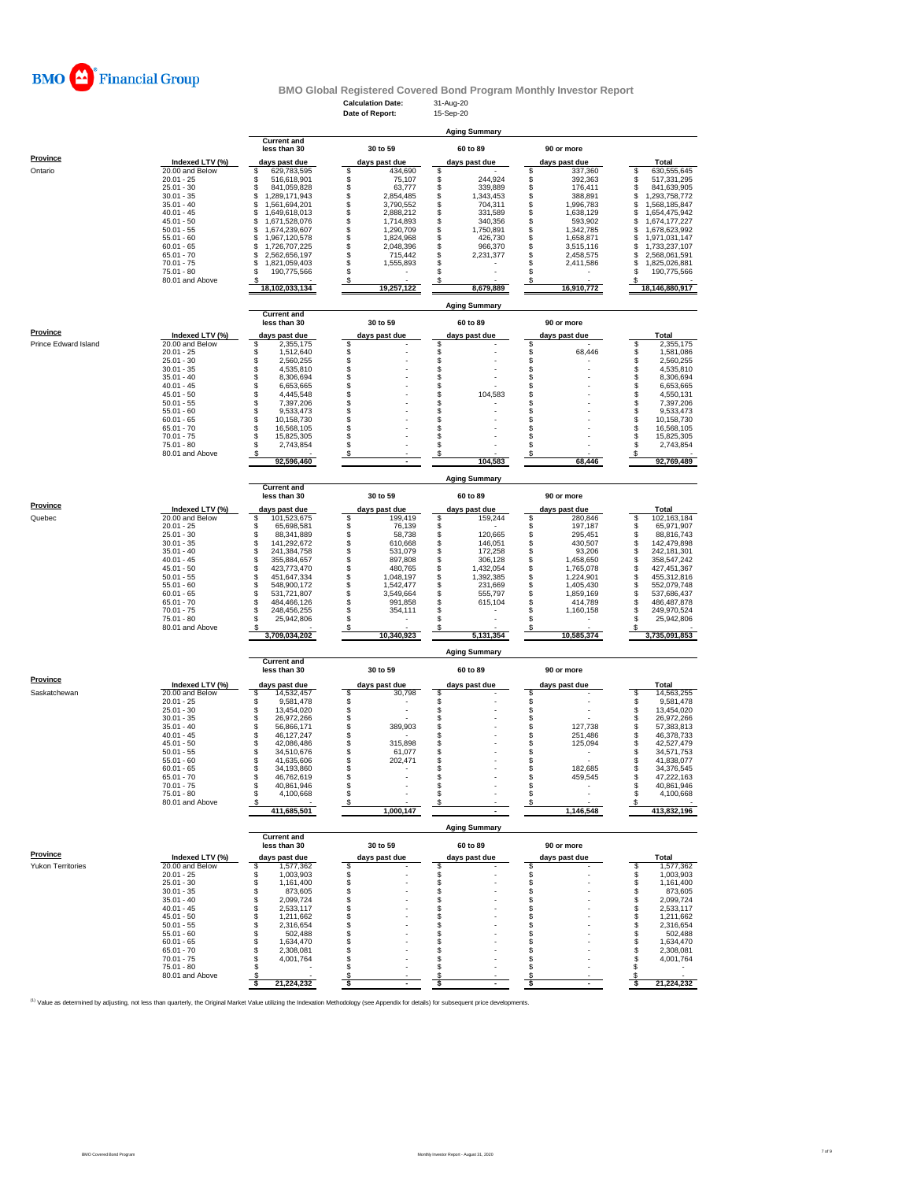**BMO Financial Group**

## BMO Global Registered Covered Bond Program Monthly Investor Report

**Calculation Date:** 31-Aug-20
**Date of Report:** 15-Sep-20

### Aging Summary

| Province | Indexed LTV (%) | Current and less than 30 days past due | 30 to 59 days past due | 60 to 89 days past due | 90 or more days past due | Total |
|---|---|---|---|---|---|---|
| Ontario | 20.00 and Below | $ 629,783,595 | $ 434,690 | $ - | $ 337,360 | $ 630,555,645 |
| | 20.01 - 25 | $ 516,618,901 | $ 75,107 | $ 244,924 | $ 392,363 | $ 517,331,295 |
| | 25.01 - 30 | $ 841,059,828 | $ 63,777 | $ 339,889 | $ 176,411 | $ 841,639,905 |
| | 30.01 - 35 | $ 1,289,171,943 | $ 2,854,485 | $ 1,343,453 | $ 388,891 | $ 1,293,758,772 |
| | 35.01 - 40 | $ 1,561,694,201 | $ 3,790,552 | $ 704,311 | $ 1,996,783 | $ 1,568,185,847 |
| | 40.01 - 45 | $ 1,649,618,013 | $ 2,888,212 | $ 331,589 | $ 1,638,129 | $ 1,654,475,942 |
| | 45.01 - 50 | $ 1,671,528,076 | $ 1,714,893 | $ 340,356 | $ 593,902 | $ 1,674,177,227 |
| | 50.01 - 55 | $ 1,674,239,607 | $ 1,290,709 | $ 1,750,891 | $ 1,342,785 | $ 1,678,623,992 |
| | 55.01 - 60 | $ 1,967,120,578 | $ 1,824,968 | $ 426,730 | $ 1,658,871 | $ 1,971,031,147 |
| | 60.01 - 65 | $ 1,726,707,225 | $ 2,048,396 | $ 966,370 | $ 3,515,116 | $ 1,733,237,107 |
| | 65.01 - 70 | $ 2,562,656,197 | $ 715,442 | $ 2,231,377 | $ 2,458,575 | $ 2,568,061,591 |
| | 70.01 - 75 | $ 1,821,059,403 | $ 1,555,893 | $ - | $ 2,411,586 | $ 1,825,026,881 |
| | 75.01 - 80 | $ 190,775,566 | $ - | $ - | $ - | $ 190,775,566 |
| | 80.01 and Above | $ - | $ - | $ - | $ - | $ - |
| | | 18,102,033,134 | 19,257,122 | 8,679,889 | 16,910,772 | 18,146,880,917 |

### Aging Summary

| Province | Indexed LTV (%) | Current and less than 30 days past due | 30 to 59 days past due | 60 to 89 days past due | 90 or more days past due | Total |
|---|---|---|---|---|---|---|
| Prince Edward Island | 20.00 and Below | $ 2,355,175 | $ - | $ - | $ - | $ 2,355,175 |
| | 20.01 - 25 | $ 1,512,640 | $ - | $ - | $ 68,446 | $ 1,581,086 |
| | 25.01 - 30 | $ 2,560,255 | $ - | $ - | $ - | $ 2,560,255 |
| | 30.01 - 35 | $ 4,535,810 | $ - | $ - | $ - | $ 4,535,810 |
| | 35.01 - 40 | $ 8,306,694 | $ - | $ - | $ - | $ 8,306,694 |
| | 40.01 - 45 | $ 6,653,665 | $ - | $ - | $ - | $ 6,653,665 |
| | 45.01 - 50 | $ 4,445,548 | $ - | $ 104,583 | $ - | $ 4,550,131 |
| | 50.01 - 55 | $ 7,397,206 | $ - | $ - | $ - | $ 7,397,206 |
| | 55.01 - 60 | $ 9,533,473 | $ - | $ - | $ - | $ 9,533,473 |
| | 60.01 - 65 | $ 10,158,730 | $ - | $ - | $ - | $ 10,158,730 |
| | 65.01 - 70 | $ 16,568,105 | $ - | $ - | $ - | $ 16,568,105 |
| | 70.01 - 75 | $ 15,825,305 | $ - | $ - | $ - | $ 15,825,305 |
| | 75.01 - 80 | $ 2,743,854 | $ - | $ - | $ - | $ 2,743,854 |
| | 80.01 and Above | $ - | $ - | $ - | $ - | $ - |
| | | 92,596,460 | - | 104,583 | 68,446 | 92,769,489 |

### Aging Summary

| Province | Indexed LTV (%) | Current and less than 30 days past due | 30 to 59 days past due | 60 to 89 days past due | 90 or more days past due | Total |
|---|---|---|---|---|---|---|
| Quebec | 20.00 and Below | $ 101,523,675 | $ 199,419 | $ 159,244 | $ 280,846 | $ 102,163,184 |
| | 20.01 - 25 | $ 65,698,581 | $ 76,139 | $ - | $ 197,187 | $ 65,971,907 |
| | 25.01 - 30 | $ 88,341,889 | $ 58,738 | $ 120,665 | $ 295,451 | $ 88,816,743 |
| | 30.01 - 35 | $ 141,292,672 | $ 610,668 | $ 146,051 | $ 430,507 | $ 142,479,898 |
| | 35.01 - 40 | $ 241,384,758 | $ 531,079 | $ 172,258 | $ 93,206 | $ 242,181,301 |
| | 40.01 - 45 | $ 355,884,657 | $ 897,808 | $ 306,128 | $ 1,458,650 | $ 358,547,242 |
| | 45.01 - 50 | $ 423,773,470 | $ 480,765 | $ 1,432,054 | $ 1,765,078 | $ 427,451,367 |
| | 50.01 - 55 | $ 451,647,334 | $ 1,048,197 | $ 1,392,385 | $ 1,224,901 | $ 455,312,816 |
| | 55.01 - 60 | $ 548,900,172 | $ 1,542,477 | $ 231,669 | $ 1,405,430 | $ 552,079,748 |
| | 60.01 - 65 | $ 531,721,807 | $ 3,549,664 | $ 555,797 | $ 1,859,169 | $ 537,686,437 |
| | 65.01 - 70 | $ 484,466,126 | $ 991,858 | $ 615,104 | $ 414,789 | $ 486,487,878 |
| | 70.01 - 75 | $ 248,456,255 | $ 354,111 | $ - | $ 1,160,158 | $ 249,970,524 |
| | 75.01 - 80 | $ 25,942,806 | $ - | $ - | $ - | $ 25,942,806 |
| | 80.01 and Above | $ - | $ - | $ - | $ - | $ - |
| | | 3,709,034,202 | 10,340,923 | 5,131,354 | 10,585,374 | 3,735,091,853 |

### Aging Summary

| Province | Indexed LTV (%) | Current and less than 30 days past due | 30 to 59 days past due | 60 to 89 days past due | 90 or more days past due | Total |
|---|---|---|---|---|---|---|
| Saskatchewan | 20.00 and Below | $ 14,532,457 | $ 30,798 | $ - | $ - | $ 14,563,255 |
| | 20.01 - 25 | $ 9,581,478 | $ - | $ - | $ - | $ 9,581,478 |
| | 25.01 - 30 | $ 13,454,020 | $ - | $ - | $ - | $ 13,454,020 |
| | 30.01 - 35 | $ 26,972,266 | $ - | $ - | $ - | $ 26,972,266 |
| | 35.01 - 40 | $ 56,866,171 | $ 389,903 | $ - | $ 127,738 | $ 57,383,813 |
| | 40.01 - 45 | $ 46,127,247 | $ - | $ - | $ 251,486 | $ 46,378,733 |
| | 45.01 - 50 | $ 42,086,486 | $ 315,898 | $ - | $ 125,094 | $ 42,527,479 |
| | 50.01 - 55 | $ 34,510,676 | $ 61,077 | $ - | $ - | $ 34,571,753 |
| | 55.01 - 60 | $ 41,635,606 | $ 202,471 | $ - | $ - | $ 41,838,077 |
| | 60.01 - 65 | $ 34,193,860 | $ - | $ - | $ 182,685 | $ 34,376,545 |
| | 65.01 - 70 | $ 46,762,619 | $ - | $ - | $ 459,545 | $ 47,222,163 |
| | 70.01 - 75 | $ 40,861,946 | $ - | $ - | $ - | $ 40,861,946 |
| | 75.01 - 80 | $ 4,100,668 | $ - | $ - | $ - | $ 4,100,668 |
| | 80.01 and Above | $ - | $ - | $ - | $ - | $ - |
| | | 411,685,501 | 1,000,147 | - | 1,146,548 | 413,832,196 |

### Aging Summary

| Province | Indexed LTV (%) | Current and less than 30 days past due | 30 to 59 days past due | 60 to 89 days past due | 90 or more days past due | Total |
|---|---|---|---|---|---|---|
| Yukon Territories | 20.00 and Below | $ 1,577,362 | $ - | $ - | $ - | $ 1,577,362 |
| | 20.01 - 25 | $ 1,003,903 | $ - | $ - | $ - | $ 1,003,903 |
| | 25.01 - 30 | $ 1,161,400 | $ - | $ - | $ - | $ 1,161,400 |
| | 30.01 - 35 | $ 873,605 | $ - | $ - | $ - | $ 873,605 |
| | 35.01 - 40 | $ 2,099,724 | $ - | $ - | $ - | $ 2,099,724 |
| | 40.01 - 45 | $ 2,533,117 | $ - | $ - | $ - | $ 2,533,117 |
| | 45.01 - 50 | $ 1,211,662 | $ - | $ - | $ - | $ 1,211,662 |
| | 50.01 - 55 | $ 2,316,654 | $ - | $ - | $ - | $ 2,316,654 |
| | 55.01 - 60 | $ 502,488 | $ - | $ - | $ - | $ 502,488 |
| | 60.01 - 65 | $ 1,634,470 | $ - | $ - | $ - | $ 1,634,470 |
| | 65.01 - 70 | $ 2,308,081 | $ - | $ - | $ - | $ 2,308,081 |
| | 70.01 - 75 | $ 4,001,764 | $ - | $ - | $ - | $ 4,001,764 |
| | 75.01 - 80 | $ - | $ - | $ - | $ - | $ - |
| | 80.01 and Above | $ - | $ - | $ - | $ - | $ - |
| | | $ 21,224,232 | $ - | $ - | $ - | $ 21,224,232 |

[1] Value as determined by adjusting, not less than quarterly, the Original Market Value utilizing the Indexation Methodology (see Appendix for details) for subsequent price developments.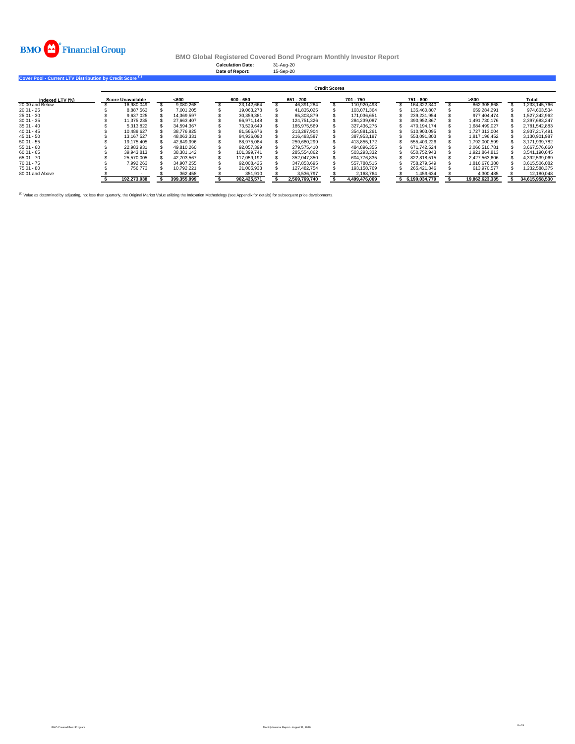BMO Financial Group

**BMO Global Registered Covered Bond Program Monthly Investor Report**

**Calculation Date:** 31-Aug-20
**Date of Report:** 15-Sep-20

**Cover Pool - Current LTV Distribution by Credit Score** [1]

| | Credit Scores | | | | | | | |
|---|---|---|---|---|---|---|---|---|
| **Indexed LTV (%)** | **Score Unavailable** | **<600** | **600 - 650** | **651 - 700** | **701 - 750** | **751 - 800** | **>800** | **Total** |
| 20.00 and Below | $ 16,980,049 | $ 9,080,268 | $ 23,142,664 | $ 46,391,284 | $ 110,920,493 | $ 164,322,340 | $ 862,308,668 | $ 1,233,145,766 |
| 20.01 - 25 | $ 8,887,563 | $ 7,001,205 | $ 19,063,278 | $ 41,835,025 | $ 103,071,364 | $ 135,460,807 | $ 659,284,291 | $ 974,603,534 |
| 25.01 - 30 | $ 9,637,025 | $ 14,369,597 | $ 30,359,381 | $ 85,303,879 | $ 171,036,651 | $ 239,231,954 | $ 977,404,474 | $ 1,527,342,962 |
| 30.01 - 35 | $ 11,375,235 | $ 27,663,407 | $ 66,971,148 | $ 124,751,326 | $ 284,239,087 | $ 390,952,867 | $ 1,491,730,176 | $ 2,397,683,247 |
| 35.01 - 40 | $ 5,313,822 | $ 34,594,367 | $ 73,529,649 | $ 185,975,569 | $ 327,436,275 | $ 470,194,174 | $ 1,684,499,027 | $ 2,781,542,883 |
| 40.01 - 45 | $ 10,489,627 | $ 38,776,925 | $ 81,565,676 | $ 213,287,904 | $ 354,881,261 | $ 510,903,095 | $ 1,727,313,004 | $ 2,937,217,491 |
| 45.01 - 50 | $ 13,167,527 | $ 48,063,331 | $ 94,936,090 | $ 216,493,587 | $ 387,953,197 | $ 553,091,803 | $ 1,817,196,452 | $ 3,130,901,987 |
| 50.01 - 55 | $ 19,175,405 | $ 42,849,996 | $ 88,975,084 | $ 259,680,299 | $ 413,855,172 | $ 555,403,226 | $ 1,792,000,599 | $ 3,171,939,782 |
| 55.01 - 60 | $ 22,983,931 | $ 49,810,260 | $ 92,057,399 | $ 279,575,410 | $ 484,896,355 | $ 671,742,524 | $ 2,066,510,781 | $ 3,667,576,660 |
| 60.01 - 65 | $ 39,943,813 | $ 38,381,142 | $ 101,399,741 | $ 285,554,862 | $ 503,293,332 | $ 650,752,943 | $ 1,921,864,813 | $ 3,541,190,645 |
| 65.01 - 70 | $ 25,570,005 | $ 42,703,567 | $ 117,059,192 | $ 352,047,350 | $ 604,776,835 | $ 822,818,515 | $ 2,427,563,606 | $ 4,392,539,069 |
| 70.01 - 75 | $ 7,992,263 | $ 34,907,255 | $ 92,008,425 | $ 347,853,695 | $ 557,788,515 | $ 758,279,549 | $ 1,816,676,380 | $ 3,615,506,082 |
| 75.01 - 80 | $ 756,773 | $ 10,792,221 | $ 21,005,933 | $ 127,482,754 | $ 193,158,769 | $ 265,421,346 | $ 613,970,577 | $ 1,232,588,375 |
| 80.01 and Above | $ - | $ 362,458 | $ 351,910 | $ 3,536,797 | $ 2,168,764 | $ 1,459,634 | $ 4,300,485 | $ 12,180,048 |
| | **$ 192,273,038** | **$ 399,355,999** | **$ 902,425,571** | **$ 2,569,769,740** | **$ 4,499,476,069** | **$ 6,190,034,779** | **$ 19,862,623,335** | **$ 34,615,958,530** |

[1] Value as determined by adjusting, not less than quarterly, the Original Market Value utilizing the Indexation Methodology (see Appendix for details) for subsequent price developments.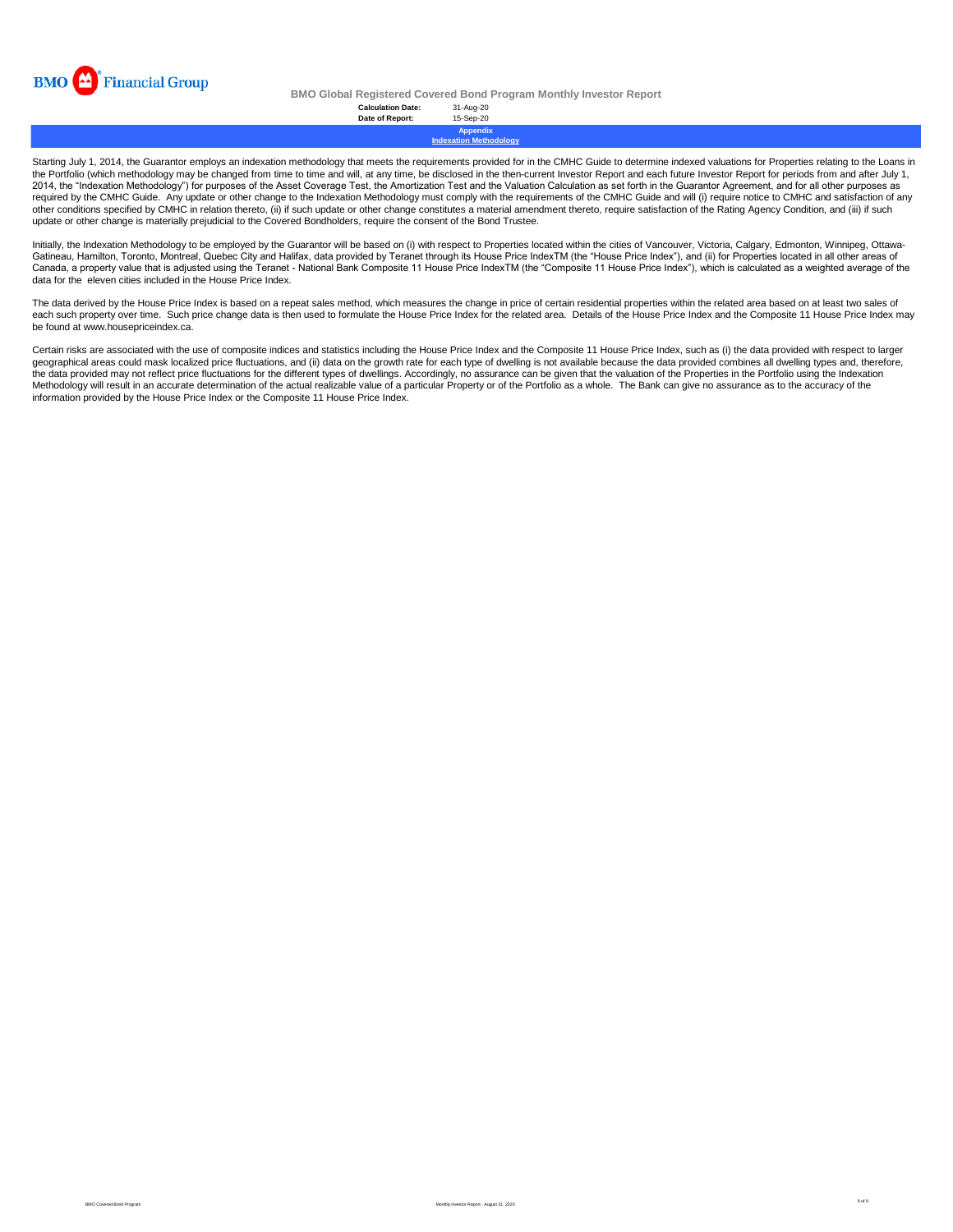BMO Global Registered Covered Bond Program Monthly Investor Report

**Calculation Date:** 31-Aug-20
**Date of Report:** 15-Sep-20

## Appendix
### Indexation Methodology

Starting July 1, 2014, the Guarantor employs an indexation methodology that meets the requirements provided for in the CMHC Guide to determine indexed valuations for Properties relating to the Loans in the Portfolio (which methodology may be changed from time to time and will, at any time, be disclosed in the then-current Investor Report and each future Investor Report for periods from and after July 1, 2014, the "Indexation Methodology") for purposes of the Asset Coverage Test, the Amortization Test and the Valuation Calculation as set forth in the Guarantor Agreement, and for all other purposes as required by the CMHC Guide. Any update or other change to the Indexation Methodology must comply with the requirements of the CMHC Guide and will (i) require notice to CMHC and satisfaction of any other conditions specified by CMHC in relation thereto, (ii) if such update or other change constitutes a material amendment thereto, require satisfaction of the Rating Agency Condition, and (iii) if such update or other change is materially prejudicial to the Covered Bondholders, require the consent of the Bond Trustee.

Initially, the Indexation Methodology to be employed by the Guarantor will be based on (i) with respect to Properties located within the cities of Vancouver, Victoria, Calgary, Edmonton, Winnipeg, Ottawa-Gatineau, Hamilton, Toronto, Montreal, Quebec City and Halifax, data provided by Teranet through its House Price IndexTM (the "House Price Index"), and (ii) for Properties located in all other areas of Canada, a property value that is adjusted using the Teranet - National Bank Composite 11 House Price IndexTM (the "Composite 11 House Price Index"), which is calculated as a weighted average of the data for the eleven cities included in the House Price Index.

The data derived by the House Price Index is based on a repeat sales method, which measures the change in price of certain residential properties within the related area based on at least two sales of each such property over time. Such price change data is then used to formulate the House Price Index for the related area. Details of the House Price Index and the Composite 11 House Price Index may be found at www.housepriceindex.ca.

Certain risks are associated with the use of composite indices and statistics including the House Price Index and the Composite 11 House Price Index, such as (i) the data provided with respect to larger geographical areas could mask localized price fluctuations, and (ii) data on the growth rate for each type of dwelling is not available because the data provided combines all dwelling types and, therefore, the data provided may not reflect price fluctuations for the different types of dwellings. Accordingly, no assurance can be given that the valuation of the Properties in the Portfolio using the Indexation Methodology will result in an accurate determination of the actual realizable value of a particular Property or of the Portfolio as a whole. The Bank can give no assurance as to the accuracy of the information provided by the House Price Index or the Composite 11 House Price Index.